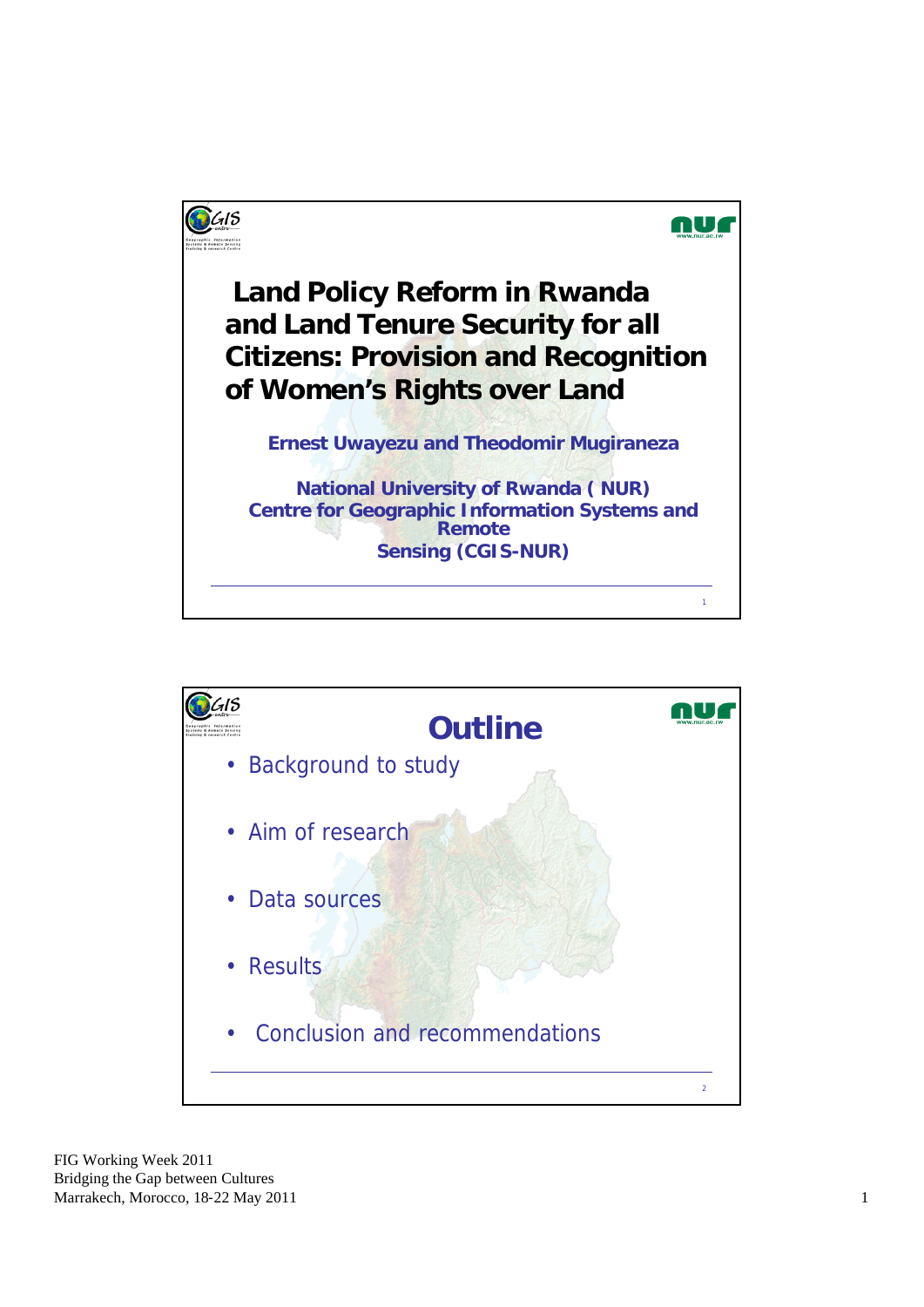# Land Policy Reform in Rwanda and Land Tenure Security for all Citizens: Provision and Recognition of Women's Rights over Land

**Ernest Uwayezu and Theodomir Mugiraneza**

**National University of Rwanda ( NUR)**
**Centre for Geographic Information Systems and Remote Sensing (CGIS-NUR)**

## Outline

- Background to study
- Aim of research
- Data sources
- Results
- Conclusion and recommendations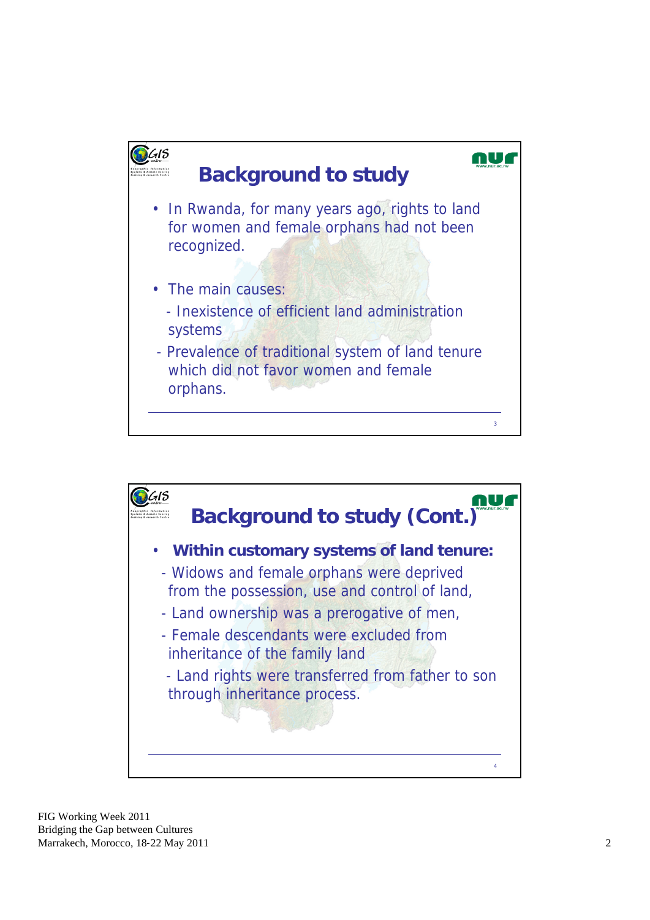## Background to study

- In Rwanda, for many years ago, rights to land for women and female orphans had not been recognized.

- The main causes:
  - Inexistence of efficient land administration systems
  - Prevalence of traditional system of land tenure which did not favor women and female orphans.

## Background to study (Cont.)

- **Within customary systems of land tenure:**
  - Widows and female orphans were deprived from the possession, use and control of land,
  - Land ownership was a prerogative of men,
  - Female descendants were excluded from inheritance of the family land
  - Land rights were transferred from father to son through inheritance process.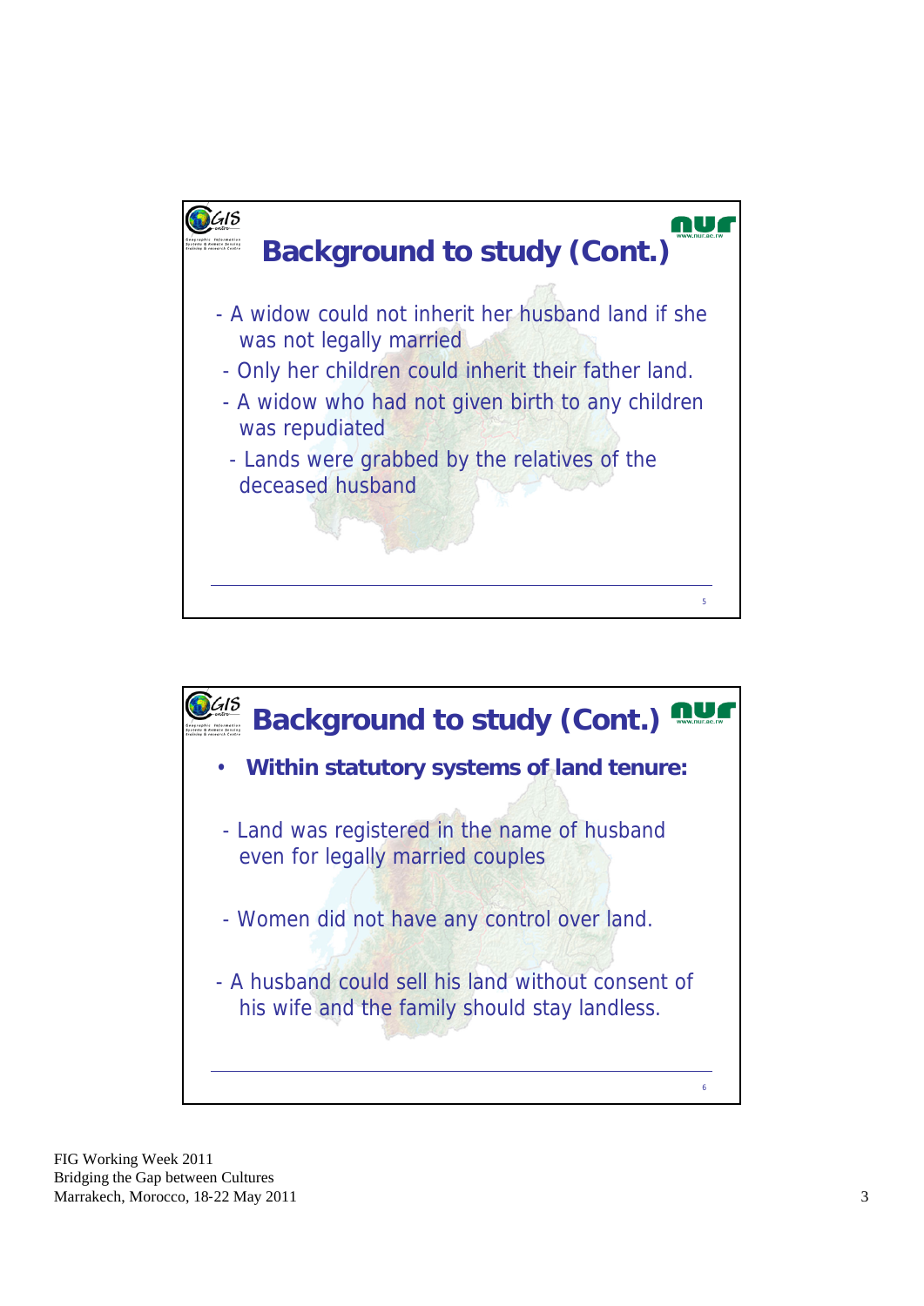## Background to study (Cont.)

- A widow could not inherit her husband land if she was not legally married
- Only her children could inherit their father land.
- A widow who had not given birth to any children was repudiated
- Lands were grabbed by the relatives of the deceased husband

## Background to study (Cont.)

- **Within statutory systems of land tenure:**

- Land was registered in the name of husband even for legally married couples
- Women did not have any control over land.
- A husband could sell his land without consent of his wife and the family should stay landless.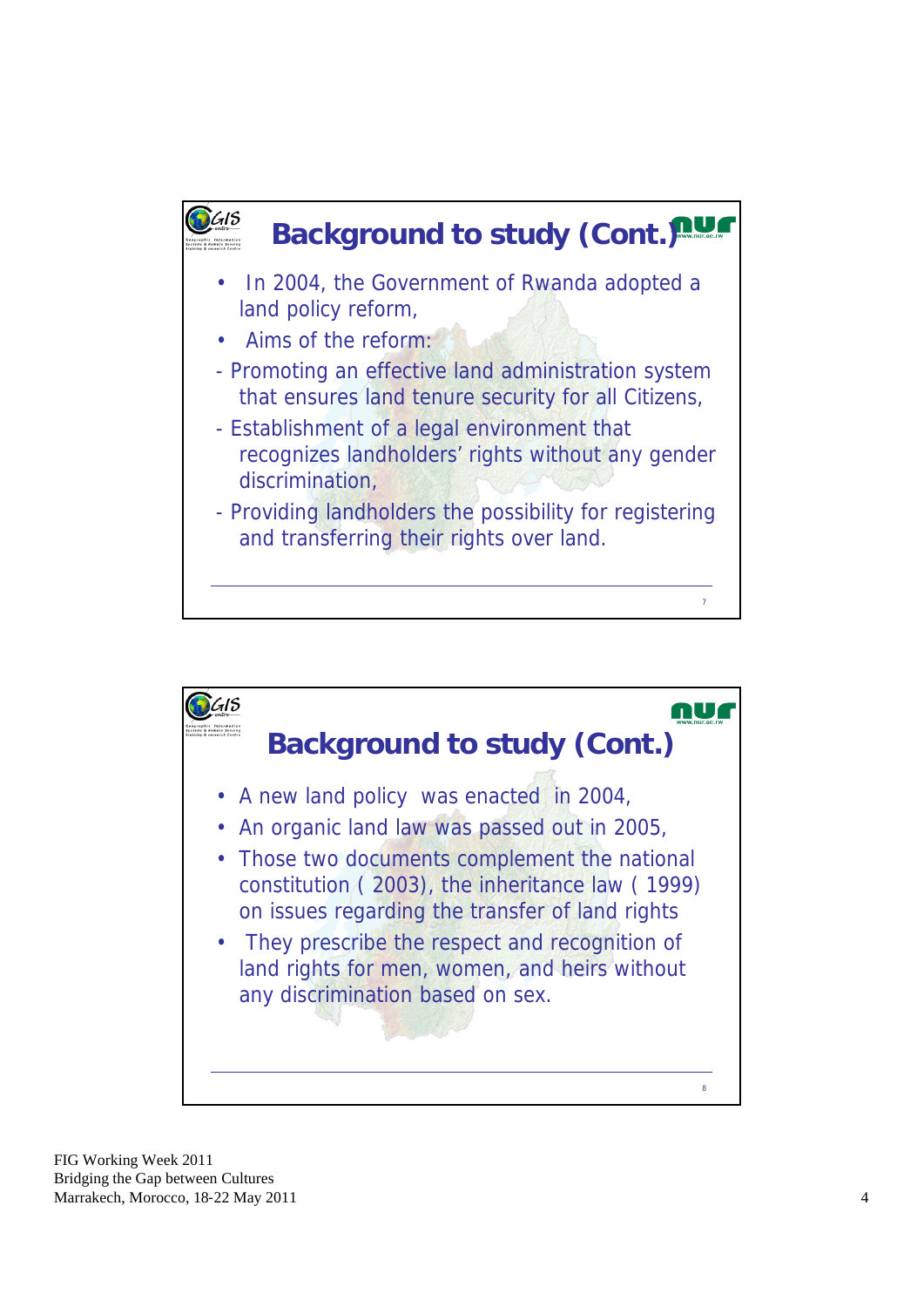## Background to study (Cont.)

- In 2004, the Government of Rwanda adopted a land policy reform,
- Aims of the reform:
  - Promoting an effective land administration system that ensures land tenure security for all Citizens,
  - Establishment of a legal environment that recognizes landholders' rights without any gender discrimination,
  - Providing landholders the possibility for registering and transferring their rights over land.

## Background to study (Cont.)

- A new land policy was enacted in 2004,
- An organic land law was passed out in 2005,
- Those two documents complement the national constitution ( 2003), the inheritance law ( 1999) on issues regarding the transfer of land rights
- They prescribe the respect and recognition of land rights for men, women, and heirs without any discrimination based on sex.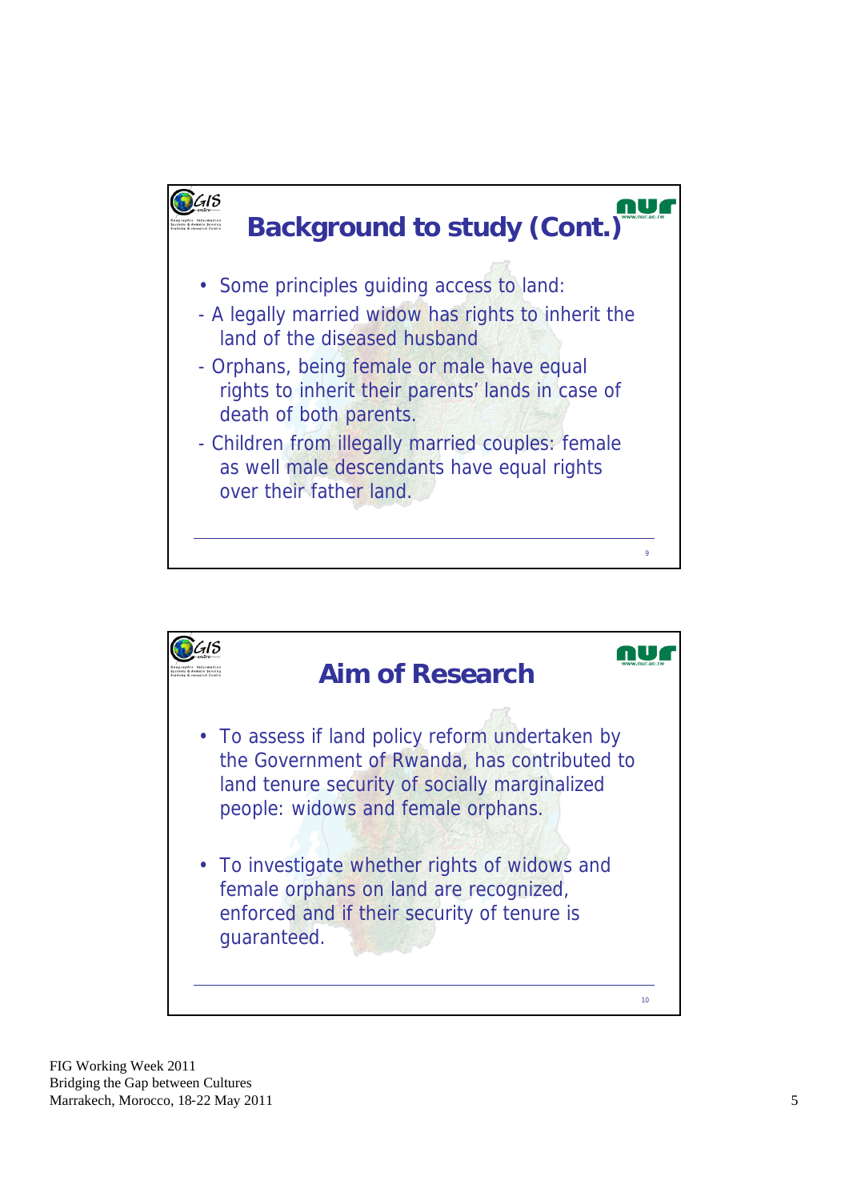## Background to study (Cont.)

- Some principles guiding access to land:
- A legally married widow has rights to inherit the land of the diseased husband
- Orphans, being female or male have equal rights to inherit their parents' lands in case of death of both parents.
- Children from illegally married couples: female as well male descendants have equal rights over their father land.

## Aim of Research

- To assess if land policy reform undertaken by the Government of Rwanda, has contributed to land tenure security of socially marginalized people: widows and female orphans.
- To investigate whether rights of widows and female orphans on land are recognized, enforced and if their security of tenure is guaranteed.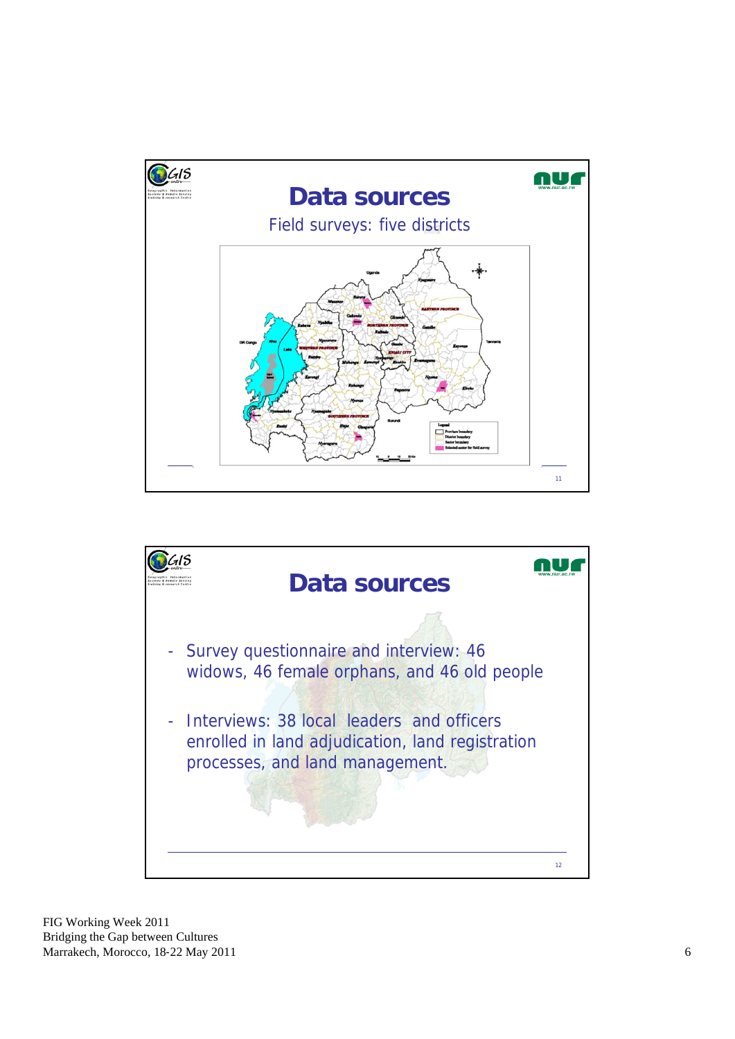## Data sources

Field surveys: five districts

## Data sources

- Survey questionnaire and interview: 46 widows, 46 female orphans, and 46 old people
- Interviews: 38 local leaders and officers enrolled in land adjudication, land registration processes, and land management.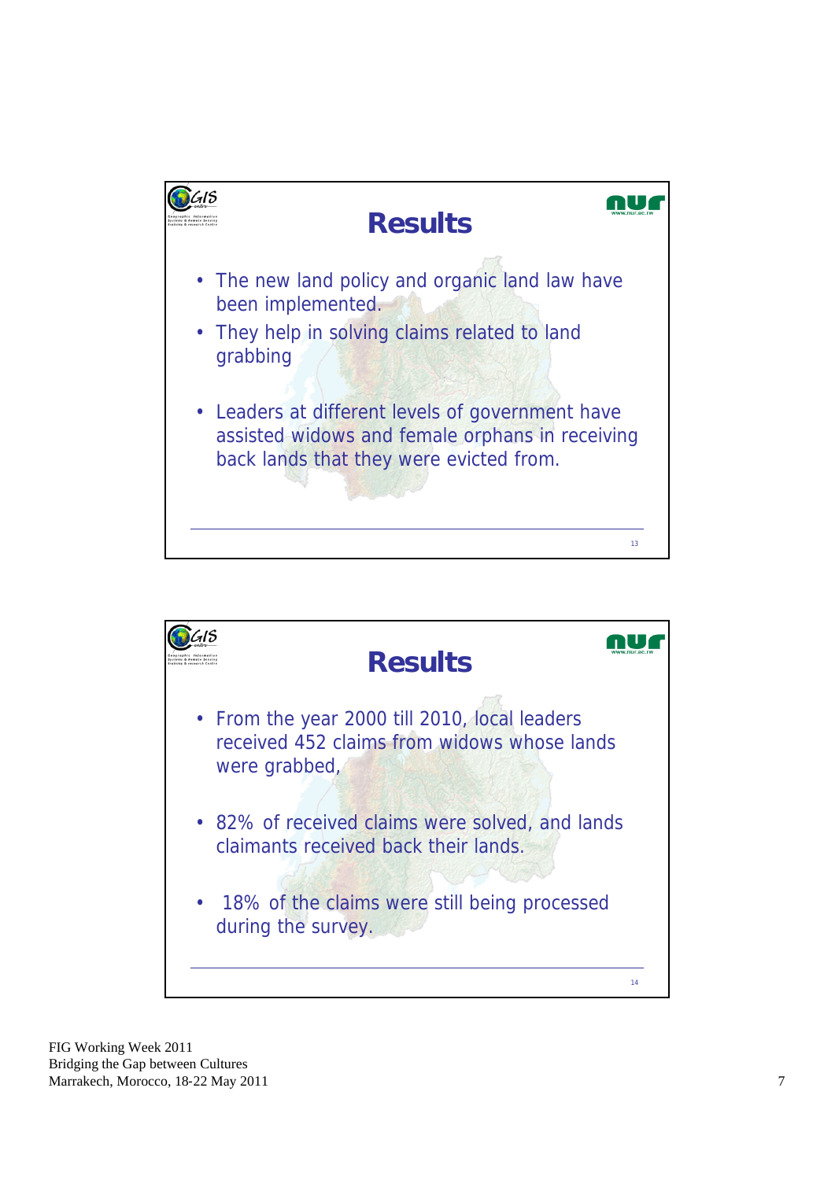## Results

- The new land policy and organic land law have been implemented.
- They help in solving claims related to land grabbing
- Leaders at different levels of government have assisted widows and female orphans in receiving back lands that they were evicted from.

## Results

- From the year 2000 till 2010, local leaders received 452 claims from widows whose lands were grabbed,
- 82% of received claims were solved, and lands claimants received back their lands.
- 18% of the claims were still being processed during the survey.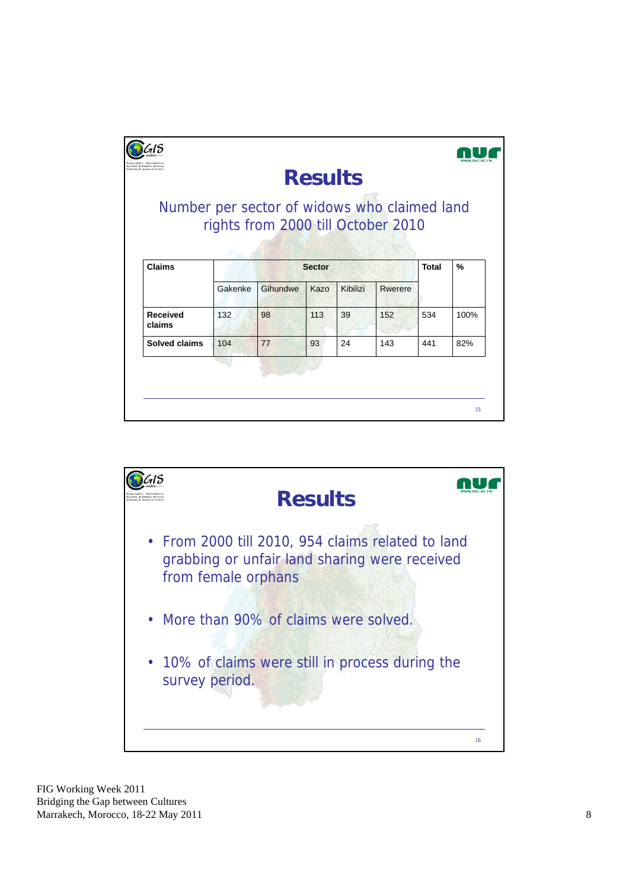## Results

Number per sector of widows who claimed land rights from 2000 till October 2010

| Claims | Sector | | | | | Total | % |
|---|---|---|---|---|---|---|---|
| | Gakenke | Gihundwe | Kazo | Kibilizi | Rwerere | | |
| **Received claims** | 132 | 98 | 113 | 39 | 152 | 534 | 100% |
| **Solved claims** | 104 | 77 | 93 | 24 | 143 | 441 | 82% |

## Results

- From 2000 till 2010, 954 claims related to land grabbing or unfair land sharing were received from female orphans
- More than 90% of claims were solved.
- 10% of claims were still in process during the survey period.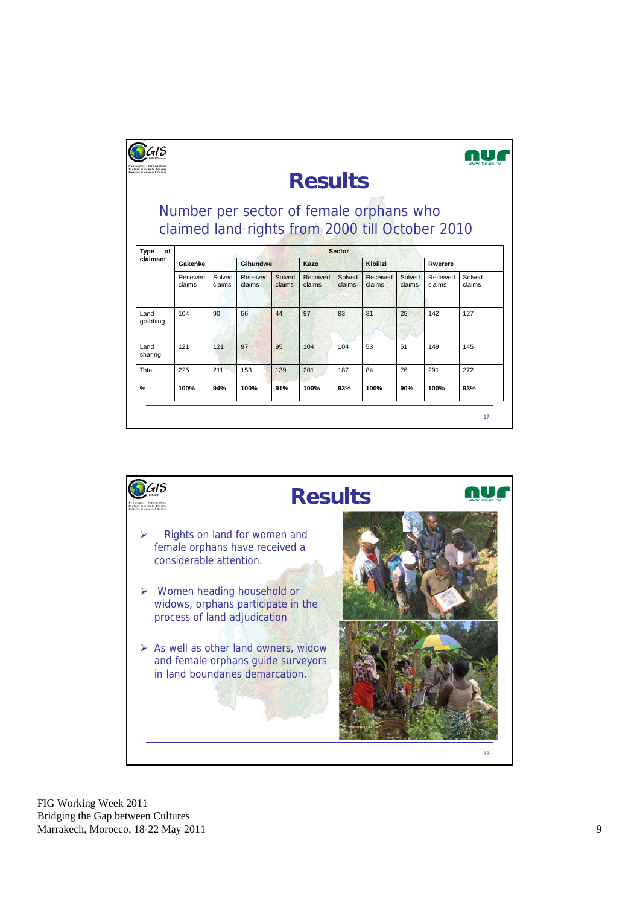# Results

## Number per sector of female orphans who claimed land rights from 2000 till October 2010

| Type of claimant | Sector | | | | | | | | | |
|---|---|---|---|---|---|---|---|---|---|---|
| | Gakenke | | Gihundwe | | Kazo | | Kibilizi | | Rwerere | |
| | Received claims | Solved claims | Received claims | Solved claims | Received claims | Solved claims | Received claims | Solved claims | Received claims | Solved claims |
| Land grabbing | 104 | 90 | 56 | 44 | 97 | 83 | 31 | 25 | 142 | 127 |
| Land sharing | 121 | 121 | 97 | 95 | 104 | 104 | 53 | 51 | 149 | 145 |
| Total | 225 | 211 | 153 | 139 | 201 | 187 | 84 | 76 | 291 | 272 |
| **%** | **100%** | **94%** | **100%** | **91%** | **100%** | **93%** | **100%** | **90%** | **100%** | **93%** |

# Results

- Rights on land for women and female orphans have received a considerable attention.
- Women heading household or widows, orphans participate in the process of land adjudication
- As well as other land owners, widow and female orphans guide surveyors in land boundaries demarcation.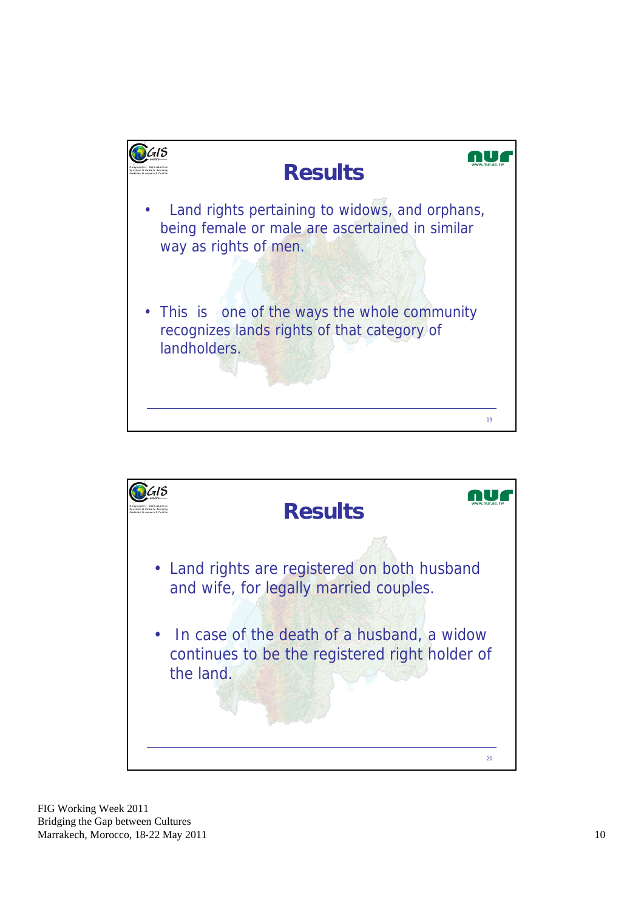## Results

- Land rights pertaining to widows, and orphans, being female or male are ascertained in similar way as rights of men.

- This is one of the ways the whole community recognizes lands rights of that category of landholders.

## Results

- Land rights are registered on both husband and wife, for legally married couples.

- In case of the death of a husband, a widow continues to be the registered right holder of the land.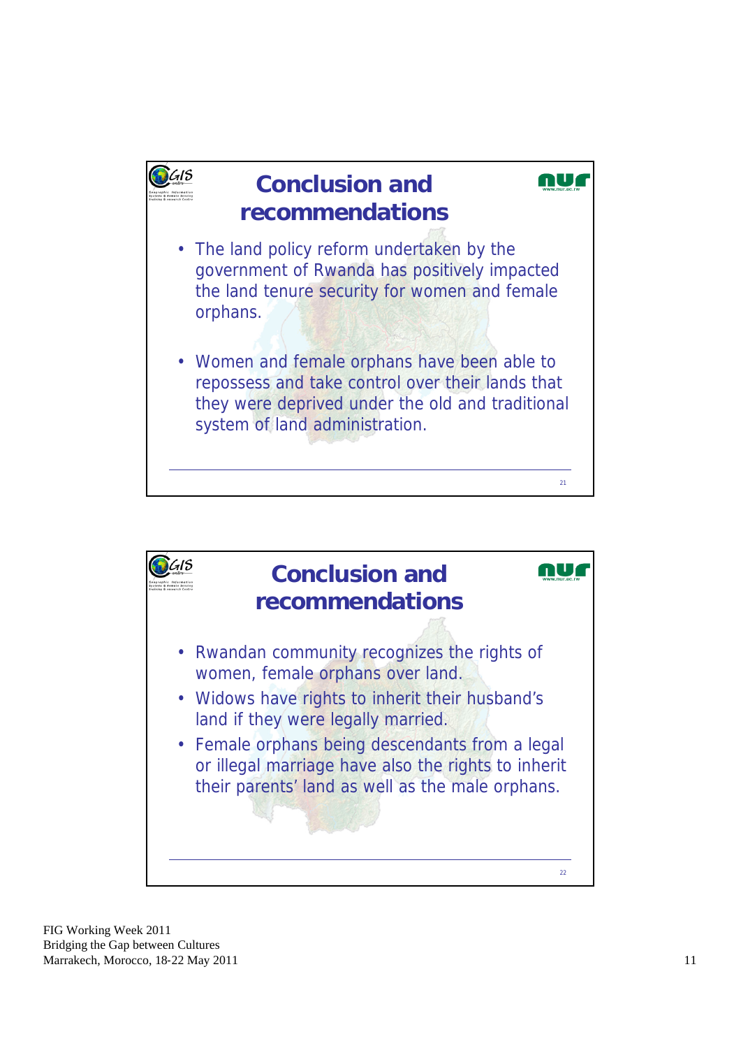## Conclusion and recommendations

- The land policy reform undertaken by the government of Rwanda has positively impacted the land tenure security for women and female orphans.
- Women and female orphans have been able to repossess and take control over their lands that they were deprived under the old and traditional system of land administration.

## Conclusion and recommendations

- Rwandan community recognizes the rights of women, female orphans over land.
- Widows have rights to inherit their husband's land if they were legally married.
- Female orphans being descendants from a legal or illegal marriage have also the rights to inherit their parents' land as well as the male orphans.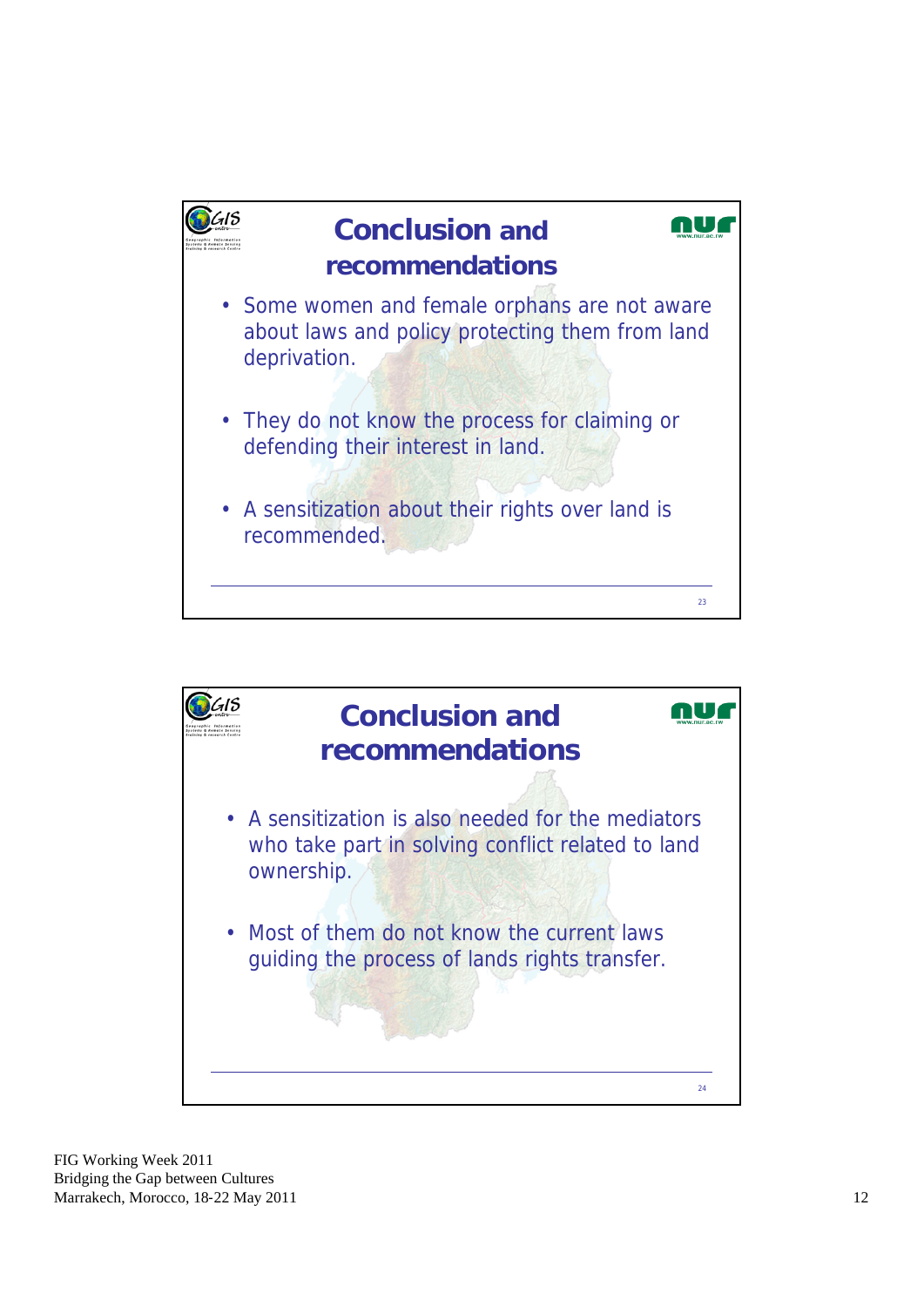## Conclusion and recommendations

- Some women and female orphans are not aware about laws and policy protecting them from land deprivation.
- They do not know the process for claiming or defending their interest in land.
- A sensitization about their rights over land is recommended.

## Conclusion and recommendations

- A sensitization is also needed for the mediators who take part in solving conflict related to land ownership.
- Most of them do not know the current laws guiding the process of lands rights transfer.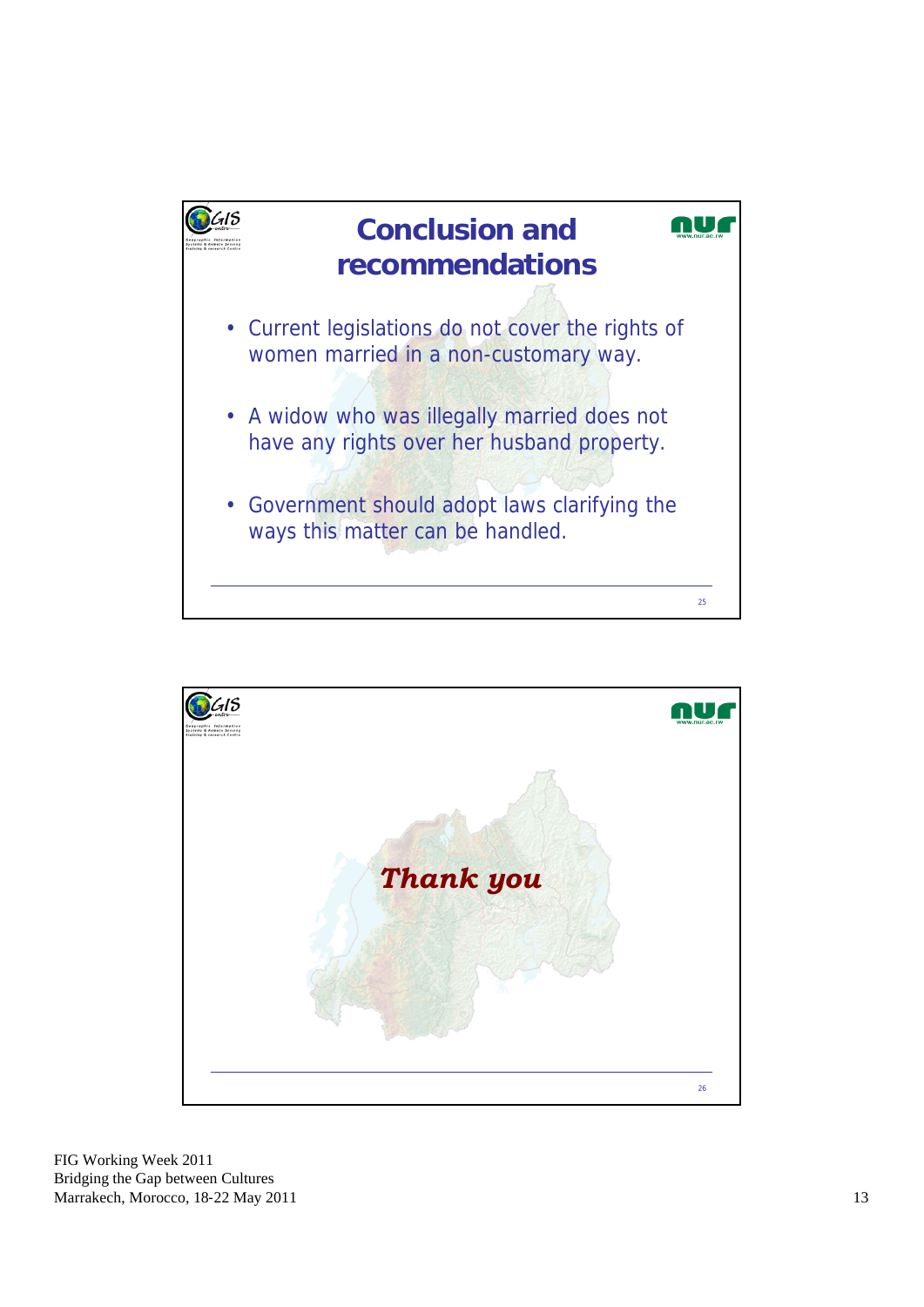## Conclusion and recommendations

- Current legislations do not cover the rights of women married in a non-customary way.
- A widow who was illegally married does not have any rights over her husband property.
- Government should adopt laws clarifying the ways this matter can be handled.

***Thank you***